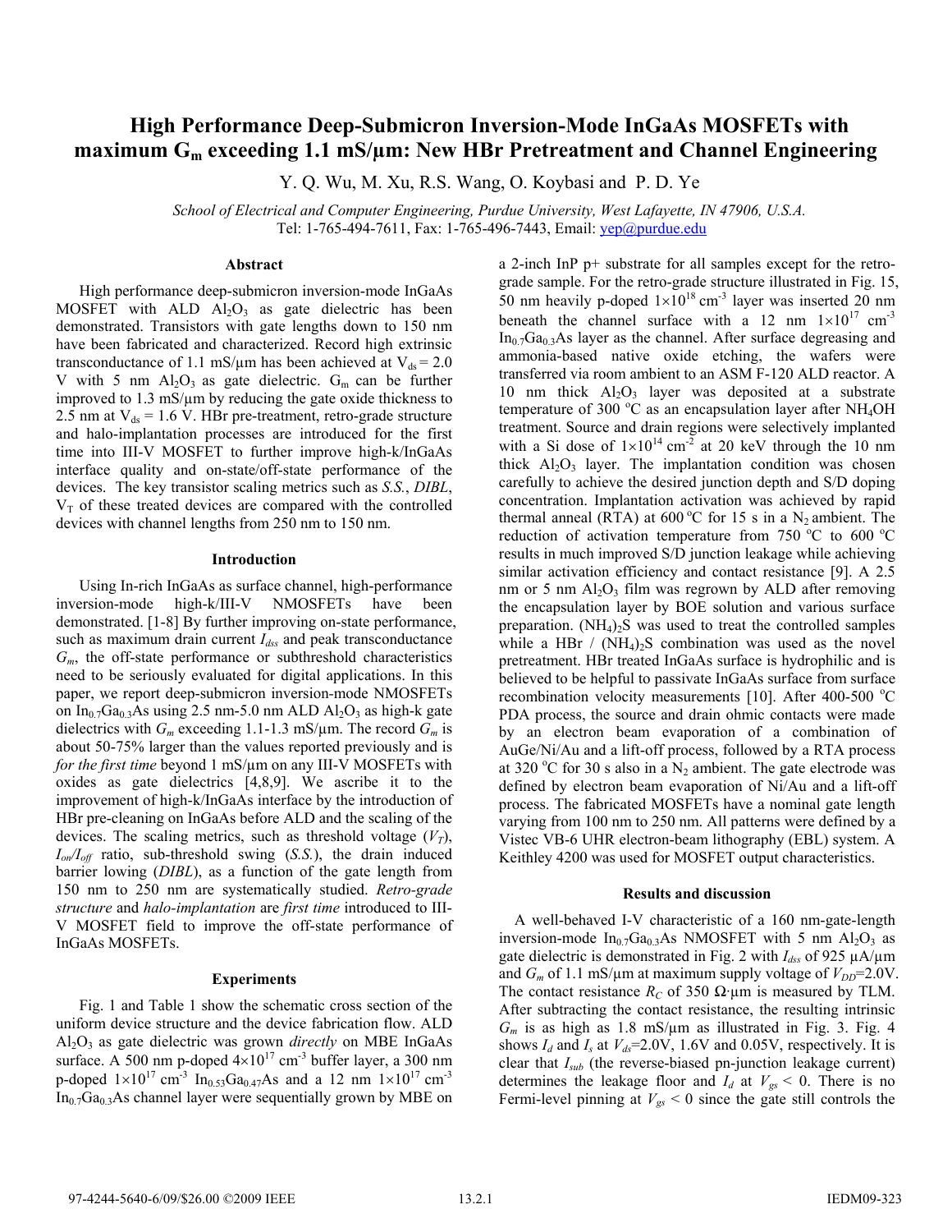# High Performance Deep-Submicron Inversion-Mode InGaAs MOSFETs with maximum $G_m$ exceeding 1.1 mS/μm: New HBr Pretreatment and Channel Engineering

Y. Q. Wu, M. Xu, R.S. Wang, O. Koybasi and P. D. Ye

*School of Electrical and Computer Engineering, Purdue University, West Lafayette, IN 47906, U.S.A.*
Tel: 1-765-494-7611, Fax: 1-765-496-7443, Email: yep@purdue.edu

## Abstract

High performance deep-submicron inversion-mode InGaAs MOSFET with ALD $Al_2O_3$ as gate dielectric has been demonstrated. Transistors with gate lengths down to 150 nm have been fabricated and characterized. Record high extrinsic transconductance of 1.1 mS/μm has been achieved at $V_{ds}$ = 2.0 V with 5 nm $Al_2O_3$ as gate dielectric. $G_m$ can be further improved to 1.3 mS/μm by reducing the gate oxide thickness to 2.5 nm at $V_{ds}$ = 1.6 V. HBr pre-treatment, retro-grade structure and halo-implantation processes are introduced for the first time into III-V MOSFET to further improve high-k/InGaAs interface quality and on-state/off-state performance of the devices. The key transistor scaling metrics such as *S.S.*, *DIBL*, $V_T$ of these treated devices are compared with the controlled devices with channel lengths from 250 nm to 150 nm.

## Introduction

Using In-rich InGaAs as surface channel, high-performance inversion-mode high-k/III-V NMOSFETs have been demonstrated. [1-8] By further improving on-state performance, such as maximum drain current $I_{dss}$ and peak transconductance $G_m$, the off-state performance or subthreshold characteristics need to be seriously evaluated for digital applications. In this paper, we report deep-submicron inversion-mode NMOSFETs on $In_{0.7}Ga_{0.3}As$ using 2.5 nm-5.0 nm ALD $Al_2O_3$ as high-k gate dielectrics with $G_m$ exceeding 1.1-1.3 mS/μm. The record $G_m$ is about 50-75% larger than the values reported previously and is *for the first time* beyond 1 mS/μm on any III-V MOSFETs with oxides as gate dielectrics [4,8,9]. We ascribe it to the improvement of high-k/InGaAs interface by the introduction of HBr pre-cleaning on InGaAs before ALD and the scaling of the devices. The scaling metrics, such as threshold voltage ($V_T$), $I_{on}/I_{off}$ ratio, sub-threshold swing (*S.S.*), the drain induced barrier lowing (*DIBL*), as a function of the gate length from 150 nm to 250 nm are systematically studied. *Retro-grade structure* and *halo-implantation* are *first time* introduced to III-V MOSFET field to improve the off-state performance of InGaAs MOSFETs.

## Experiments

Fig. 1 and Table 1 show the schematic cross section of the uniform device structure and the device fabrication flow. ALD $Al_2O_3$ as gate dielectric was grown *directly* on MBE InGaAs surface. A 500 nm p-doped $4\times10^{17}$ $cm^{-3}$ buffer layer, a 300 nm p-doped $1\times10^{17}$ $cm^{-3}$ $In_{0.53}Ga_{0.47}As$ and a 12 nm $1\times10^{17}$ $cm^{-3}$ $In_{0.7}Ga_{0.3}As$ channel layer were sequentially grown by MBE on a 2-inch InP p+ substrate for all samples except for the retro-grade sample. For the retro-grade structure illustrated in Fig. 15, 50 nm heavily p-doped $1\times10^{18}$ $cm^{-3}$ layer was inserted 20 nm beneath the channel surface with a 12 nm $1\times10^{17}$ $cm^{-3}$ $In_{0.7}Ga_{0.3}As$ layer as the channel. After surface degreasing and ammonia-based native oxide etching, the wafers were transferred via room ambient to an ASM F-120 ALD reactor. A 10 nm thick $Al_2O_3$ layer was deposited at a substrate temperature of 300 °C as an encapsulation layer after $NH_4OH$ treatment. Source and drain regions were selectively implanted with a Si dose of $1\times10^{14}$ $cm^{-2}$ at 20 keV through the 10 nm thick $Al_2O_3$ layer. The implantation condition was chosen carefully to achieve the desired junction depth and S/D doping concentration. Implantation activation was achieved by rapid thermal anneal (RTA) at 600 °C for 15 s in a $N_2$ ambient. The reduction of activation temperature from 750 °C to 600 °C results in much improved S/D junction leakage while achieving similar activation efficiency and contact resistance [9]. A 2.5 nm or 5 nm $Al_2O_3$ film was regrown by ALD after removing the encapsulation layer by BOE solution and various surface preparation. $(NH_4)_2S$ was used to treat the controlled samples while a HBr / $(NH_4)_2S$ combination was used as the novel pretreatment. HBr treated InGaAs surface is hydrophilic and is believed to be helpful to passivate InGaAs surface from surface recombination velocity measurements [10]. After 400-500 °C PDA process, the source and drain ohmic contacts were made by an electron beam evaporation of a combination of AuGe/Ni/Au and a lift-off process, followed by a RTA process at 320 °C for 30 s also in a $N_2$ ambient. The gate electrode was defined by electron beam evaporation of Ni/Au and a lift-off process. The fabricated MOSFETs have a nominal gate length varying from 100 nm to 250 nm. All patterns were defined by a Vistec VB-6 UHR electron-beam lithography (EBL) system. A Keithley 4200 was used for MOSFET output characteristics.

## Results and discussion

A well-behaved I-V characteristic of a 160 nm-gate-length inversion-mode $In_{0.7}Ga_{0.3}As$ NMOSFET with 5 nm $Al_2O_3$ as gate dielectric is demonstrated in Fig. 2 with $I_{dss}$ of 925 μA/μm and $G_m$ of 1.1 mS/μm at maximum supply voltage of $V_{DD}$=2.0V. The contact resistance $R_C$ of 350 Ω·μm is measured by TLM. After subtracting the contact resistance, the resulting intrinsic $G_m$ is as high as 1.8 mS/μm as illustrated in Fig. 3. Fig. 4 shows $I_d$ and $I_s$ at $V_{ds}$=2.0V, 1.6V and 0.05V, respectively. It is clear that $I_{sub}$ (the reverse-biased pn-junction leakage current) determines the leakage floor and $I_d$ at $V_{gs}$ < 0. There is no Fermi-level pinning at $V_{gs}$ < 0 since the gate still controls the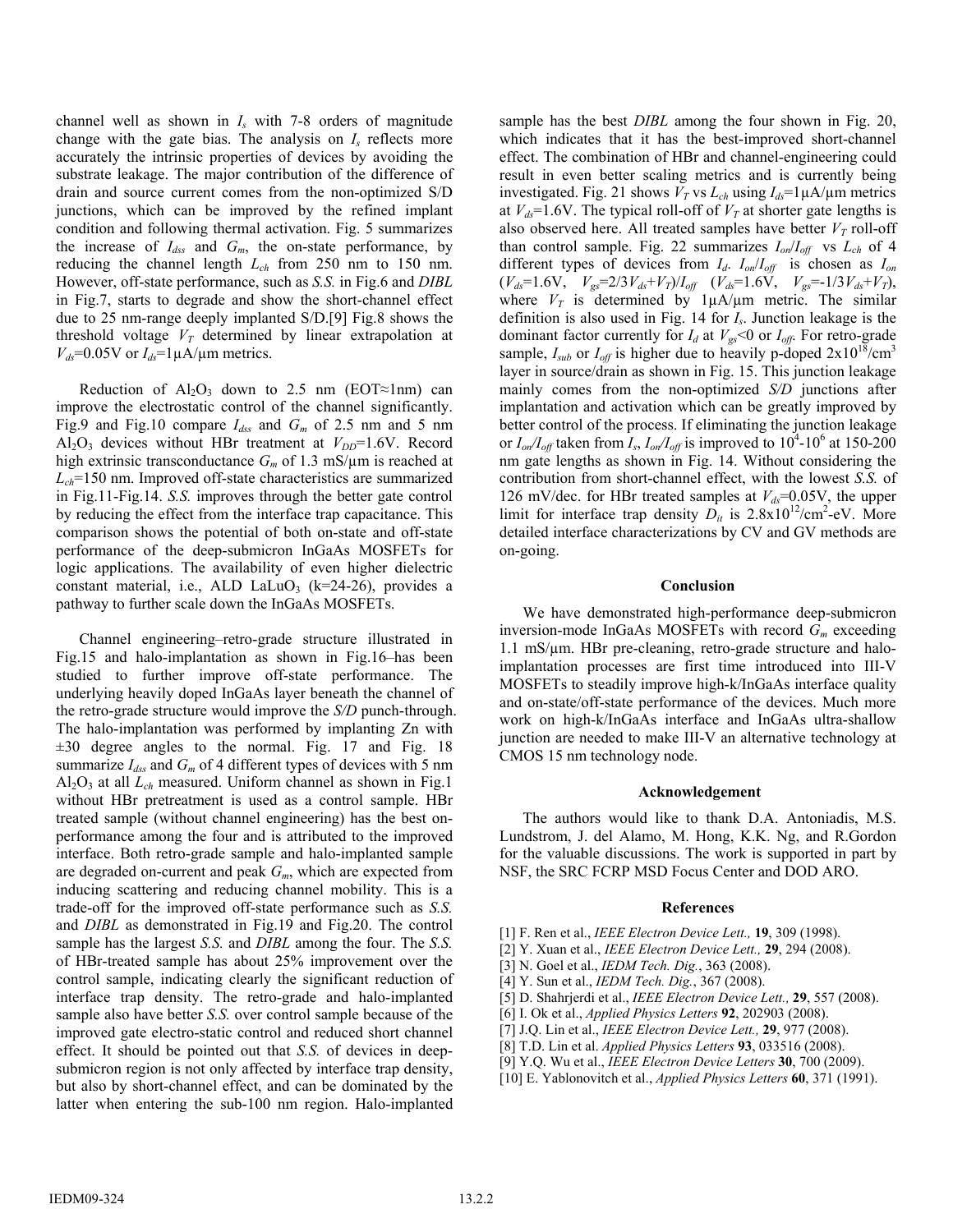channel well as shown in $I_s$ with 7-8 orders of magnitude change with the gate bias. The analysis on $I_s$ reflects more accurately the intrinsic properties of devices by avoiding the substrate leakage. The major contribution of the difference of drain and source current comes from the non-optimized S/D junctions, which can be improved by the refined implant condition and following thermal activation. Fig. 5 summarizes the increase of $I_{dss}$ and $G_m$, the on-state performance, by reducing the channel length $L_{ch}$ from 250 nm to 150 nm. However, off-state performance, such as *S.S.* in Fig.6 and *DIBL* in Fig.7, starts to degrade and show the short-channel effect due to 25 nm-range deeply implanted S/D.[9] Fig.8 shows the threshold voltage $V_T$ determined by linear extrapolation at $V_{ds}$=0.05V or $I_{ds}$=1μA/μm metrics.

Reduction of $Al_2O_3$ down to 2.5 nm (EOT≈1nm) can improve the electrostatic control of the channel significantly. Fig.9 and Fig.10 compare $I_{dss}$ and $G_m$ of 2.5 nm and 5 nm $Al_2O_3$ devices without HBr treatment at $V_{DD}$=1.6V. Record high extrinsic transconductance $G_m$ of 1.3 mS/μm is reached at $L_{ch}$=150 nm. Improved off-state characteristics are summarized in Fig.11-Fig.14. *S.S.* improves through the better gate control by reducing the effect from the interface trap capacitance. This comparison shows the potential of both on-state and off-state performance of the deep-submicron InGaAs MOSFETs for logic applications. The availability of even higher dielectric constant material, i.e., ALD $LaLuO_3$ (k=24-26), provides a pathway to further scale down the InGaAs MOSFETs.

Channel engineering–retro-grade structure illustrated in Fig.15 and halo-implantation as shown in Fig.16–has been studied to further improve off-state performance. The underlying heavily doped InGaAs layer beneath the channel of the retro-grade structure would improve the *S/D* punch-through. The halo-implantation was performed by implanting Zn with ±30 degree angles to the normal. Fig. 17 and Fig. 18 summarize $I_{dss}$ and $G_m$ of 4 different types of devices with 5 nm $Al_2O_3$ at all $L_{ch}$ measured. Uniform channel as shown in Fig.1 without HBr pretreatment is used as a control sample. HBr treated sample (without channel engineering) has the best on-performance among the four and is attributed to the improved interface. Both retro-grade sample and halo-implanted sample are degraded on-current and peak $G_m$, which are expected from inducing scattering and reducing channel mobility. This is a trade-off for the improved off-state performance such as *S.S.* and *DIBL* as demonstrated in Fig.19 and Fig.20. The control sample has the largest *S.S.* and *DIBL* among the four. The *S.S.* of HBr-treated sample has about 25% improvement over the control sample, indicating clearly the significant reduction of interface trap density. The retro-grade and halo-implanted sample also have better *S.S.* over control sample because of the improved gate electro-static control and reduced short channel effect. It should be pointed out that *S.S.* of devices in deep-submicron region is not only affected by interface trap density, but also by short-channel effect, and can be dominated by the latter when entering the sub-100 nm region. Halo-implanted sample has the best *DIBL* among the four shown in Fig. 20, which indicates that it has the best-improved short-channel effect. The combination of HBr and channel-engineering could result in even better scaling metrics and is currently being investigated. Fig. 21 shows $V_T$ vs $L_{ch}$ using $I_{ds}$=1μA/μm metrics at $V_{ds}$=1.6V. The typical roll-off of $V_T$ at shorter gate lengths is also observed here. All treated samples have better $V_T$ roll-off than control sample. Fig. 22 summarizes $I_{on}/I_{off}$ vs $L_{ch}$ of 4 different types of devices from $I_d$. $I_{on}/I_{off}$ is chosen as $I_{on}$ ($V_{ds}$=1.6V, $V_{gs}$=2/3$V_{ds}$+$V_T$)/$I_{off}$ ($V_{ds}$=1.6V, $V_{gs}$=-1/3$V_{ds}$+$V_T$), where $V_T$ is determined by 1μA/μm metric. The similar definition is also used in Fig. 14 for $I_s$. Junction leakage is the dominant factor currently for $I_d$ at $V_{gs}$<0 or $I_{off}$. For retro-grade sample, $I_{sub}$ or $I_{off}$ is higher due to heavily p-doped $2\text{x}10^{18}$/cm$^3$ layer in source/drain as shown in Fig. 15. This junction leakage mainly comes from the non-optimized *S/D* junctions after implantation and activation which can be greatly improved by better control of the process. If eliminating the junction leakage or $I_{on}/I_{off}$ taken from $I_s$, $I_{on}/I_{off}$ is improved to $10^4$-$10^6$ at 150-200 nm gate lengths as shown in Fig. 14. Without considering the contribution from short-channel effect, with the lowest *S.S.* of 126 mV/dec. for HBr treated samples at $V_{ds}$=0.05V, the upper limit for interface trap density $D_{it}$ is $2.8\text{x}10^{12}$/cm$^2$-eV. More detailed interface characterizations by CV and GV methods are on-going.

## Conclusion

We have demonstrated high-performance deep-submicron inversion-mode InGaAs MOSFETs with record $G_m$ exceeding 1.1 mS/μm. HBr pre-cleaning, retro-grade structure and halo-implantation processes are first time introduced into III-V MOSFETs to steadily improve high-k/InGaAs interface quality and on-state/off-state performance of the devices. Much more work on high-k/InGaAs interface and InGaAs ultra-shallow junction are needed to make III-V an alternative technology at CMOS 15 nm technology node.

## Acknowledgement

The authors would like to thank D.A. Antoniadis, M.S. Lundstrom, J. del Alamo, M. Hong, K.K. Ng, and R.Gordon for the valuable discussions. The work is supported in part by NSF, the SRC FCRP MSD Focus Center and DOD ARO.

## References

[1] F. Ren et al., *IEEE Electron Device Lett.,* **19**, 309 (1998).
[2] Y. Xuan et al., *IEEE Electron Device Lett.,* **29**, 294 (2008).
[3] N. Goel et al., *IEDM Tech. Dig.*, 363 (2008).
[4] Y. Sun et al., *IEDM Tech. Dig.*, 367 (2008).
[5] D. Shahrjerdi et al., *IEEE Electron Device Lett.,* **29**, 557 (2008).
[6] I. Ok et al., *Applied Physics Letters* **92**, 202903 (2008).
[7] J.Q. Lin et al., *IEEE Electron Device Lett.,* **29**, 977 (2008).
[8] T.D. Lin et al. *Applied Physics Letters* **93**, 033516 (2008).
[9] Y.Q. Wu et al., *IEEE Electron Device Letters* **30**, 700 (2009).
[10] E. Yablonovitch et al., *Applied Physics Letters* **60**, 371 (1991).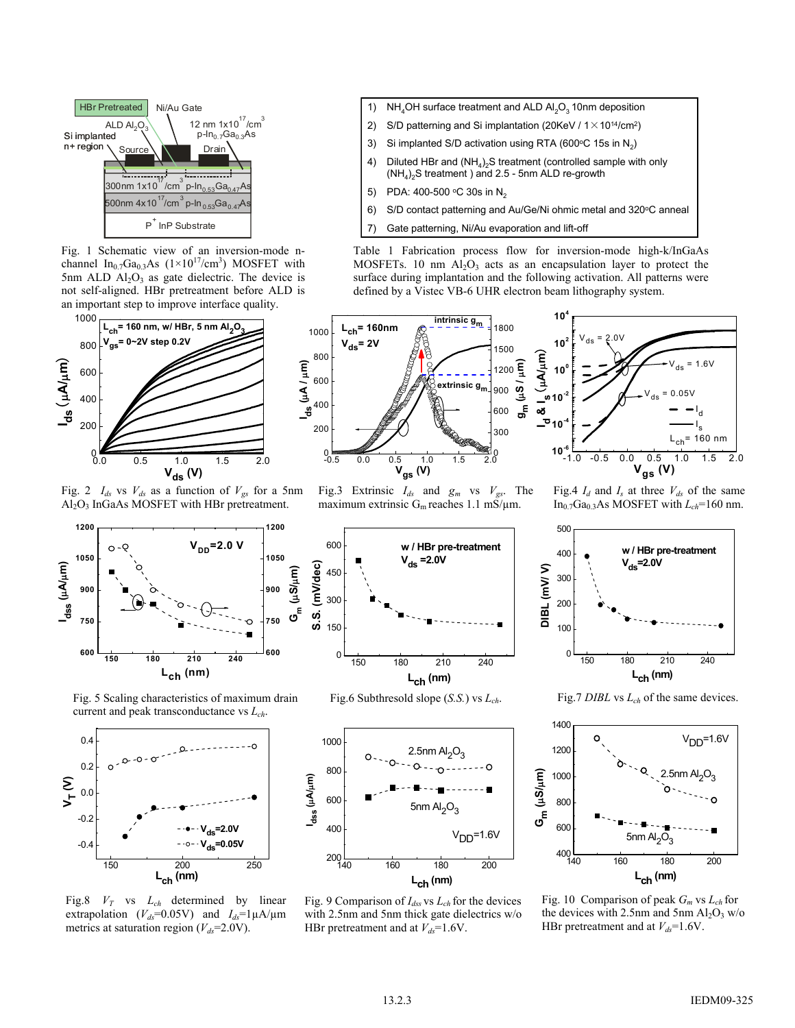Fig. 1 Schematic view of an inversion-mode n-channel $In_{0.7}Ga_{0.3}As$ ($1\times10^{17}/cm^3$) MOSFET with 5nm ALD $Al_2O_3$ as gate dielectric. The device is not self-aligned. HBr pretreatment before ALD is an important step to improve interface quality.

| | |
|---|---|
| 1) | $NH_4OH$ surface treatment and ALD $Al_2O_3$ 10nm deposition |
| 2) | S/D patterning and Si implantation (20KeV / $1\times10^{14}/cm^2$) |
| 3) | Si implanted S/D activation using RTA (600°C 15s in $N_2$) |
| 4) | Diluted HBr and $(NH_4)_2S$ treatment (controlled sample with only $(NH_4)_2S$ treatment ) and 2.5 - 5nm ALD re-growth |
| 5) | PDA: 400-500 °C 30s in $N_2$ |
| 6) | S/D contact patterning and Au/Ge/Ni ohmic metal and 320°C anneal |
| 7) | Gate patterning, Ni/Au evaporation and lift-off |

Table 1 Fabrication process flow for inversion-mode high-k/InGaAs MOSFETs. 10 nm $Al_2O_3$ acts as an encapsulation layer to protect the surface during implantation and the following activation. All patterns were defined by a Vistec VB-6 UHR electron beam lithography system.

Fig. 2 $I_{ds}$ vs $V_{ds}$ as a function of $V_{gs}$ for a 5nm $Al_2O_3$ InGaAs MOSFET with HBr pretreatment.

Fig.3 Extrinsic $I_{ds}$ and $g_m$ vs $V_{gs}$. The maximum extrinsic $G_m$ reaches 1.1 mS/μm.

Fig.4 $I_d$ and $I_s$ at three $V_{ds}$ of the same $In_{0.7}Ga_{0.3}As$ MOSFET with $L_{ch}$=160 nm.

Fig. 5 Scaling characteristics of maximum drain current and peak transconductance vs $L_{ch}$.

Fig.6 Subthresold slope (*S.S.*) vs $L_{ch}$.

Fig.7 *DIBL* vs $L_{ch}$ of the same devices.

Fig.8 $V_T$ vs $L_{ch}$ determined by linear extrapolation ($V_{ds}$=0.05V) and $I_{ds}$=1μA/μm metrics at saturation region ($V_{ds}$=2.0V).

Fig. 9 Comparison of $I_{dss}$ vs $L_{ch}$ for the devices with 2.5nm and 5nm thick gate dielectrics w/o HBr pretreatment and at $V_{ds}$=1.6V.

Fig. 10 Comparison of peak $G_m$ vs $L_{ch}$ for the devices with 2.5nm and 5nm $Al_2O_3$ w/o HBr pretreatment and at $V_{ds}$=1.6V.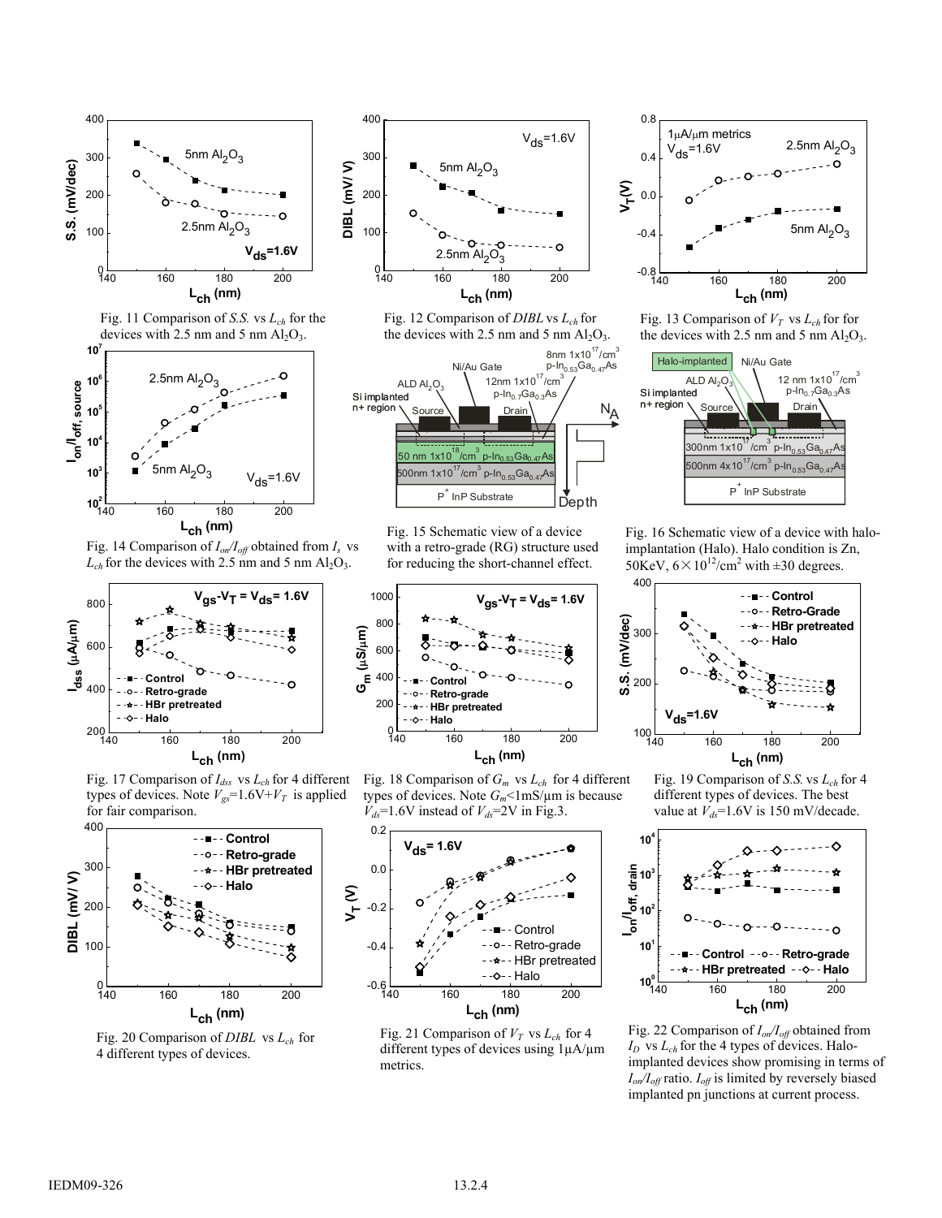400
300
200
100
0
140 160 180 200

S.S. (mV/dec)

$L_{ch}$ (nm)

5nm $Al_2O_3$

2.5nm $Al_2O_3$

$V_{ds}$=1.6V

Fig. 11 Comparison of *S.S.* vs $L_{ch}$ for the devices with 2.5 nm and 5 nm $Al_2O_3$.

400
300
200
100
0
140 160 180 200

DIBL (mV/ V)

$L_{ch}$ (nm)

$V_{ds}$=1.6V

5nm $Al_2O_3$

2.5nm $Al_2O_3$

Fig. 12 Comparison of *DIBL* vs $L_{ch}$ for the devices with 2.5 nm and 5 nm $Al_2O_3$.

0.8
0.4
0.0
-0.4
-0.8
140 160 180 200

$V_T$(V)

$L_{ch}$ (nm)

1μA/μm metrics

$V_{ds}$=1.6V

2.5nm $Al_2O_3$

5nm $Al_2O_3$

Fig. 13 Comparison of $V_T$ vs $L_{ch}$ for for the devices with 2.5 nm and 5 nm $Al_2O_3$.

$10^7$
$10^6$
$10^5$
$10^4$
$10^3$
$10^2$
140 160 180 200

$I_{on}/I_{off,\ source}$

$L_{ch}$ (nm)

2.5nm $Al_2O_3$

5nm $Al_2O_3$

$V_{ds}$=1.6V

Fig. 14 Comparison of $I_{on}/I_{off}$ obtained from $I_s$ vs $L_{ch}$ for the devices with 2.5 nm and 5 nm $Al_2O_3$.

Ni/Au Gate

8nm $1x10^{17}/cm^3$ p-$In_{0.53}Ga_{0.47}As$

ALD $Al_2O_3$

12nm $1x10^{17}/cm^3$ p-$In_{0.7}Ga_{0.3}As$

Si implanted n+ region

Source

Drain

$N_A$

50 nm $1x10^{18}/cm^3$ p-$In_{0.53}Ga_{0.47}As$

500nm $1x10^{17}/cm^3$ p-$In_{0.53}Ga_{0.47}As$

$P^+$ InP Substrate

Depth

Fig. 15 Schematic view of a device with a retro-grade (RG) structure used for reducing the short-channel effect.

Halo-implanted

Ni/Au Gate

ALD $Al_2O_3$

12 nm $1x10^{17}/cm^3$ p-$In_{0.7}Ga_{0.3}As$

Si implanted n+ region

Source

Drain

300nm $1x10^{17}/cm^3$ p-$In_{0.53}Ga_{0.47}As$

500nm $4x10^{17}/cm^3$ p-$In_{0.53}Ga_{0.47}As$

$P^+$ InP Substrate

Fig. 16 Schematic view of a device with halo-implantation (Halo). Halo condition is Zn, 50KeV, $6\times10^{12}/cm^2$ with ±30 degrees.

800
600
400
200
140 160 180 200

$I_{dss}$ (μA/μm)

$L_{ch}$ (nm)

$V_{gs}$-$V_T$ = $V_{ds}$= 1.6V

Control

Retro-grade

HBr pretreated

Halo

Fig. 17 Comparison of $I_{dss}$ vs $L_{ch}$ for 4 different types of devices. Note $V_{gs}$=1.6V+$V_T$ is applied for fair comparison.

1000
800
600
400
200
0
140 160 180 200

$G_m$ (μS/μm)

$L_{ch}$ (nm)

$V_{gs}$-$V_T$ = $V_{ds}$= 1.6V

Control

Retro-grade

HBr pretreated

Halo

Fig. 18 Comparison of $G_m$ vs $L_{ch}$ for 4 different types of devices. Note $G_m$<1mS/μm is because $V_{ds}$=1.6V instead of $V_{ds}$=2V in Fig.3.

400
300
200
100
140 160 180 200

S.S. (mV/dec)

$L_{ch}$ (nm)

Control

Retro-Grade

HBr pretreated

Halo

$V_{ds}$=1.6V

Fig. 19 Comparison of *S.S.* vs $L_{ch}$ for 4 different types of devices. The best value at $V_{ds}$=1.6V is 150 mV/decade.

400
300
200
100
0
140 160 180 200

DIBL (mV/ V)

$L_{ch}$ (nm)

Control

Retro-grade

HBr pretreated

Halo

Fig. 20 Comparison of *DIBL* vs $L_{ch}$ for 4 different types of devices.

0.2
0.0
-0.2
-0.4
-0.6
140 160 180 200

$V_T$ (V)

$L_{ch}$ (nm)

$V_{ds}$= 1.6V

Control

Retro-grade

HBr pretreated

Halo

Fig. 21 Comparison of $V_T$ vs $L_{ch}$ for 4 different types of devices using 1μA/μm metrics.

$10^4$
$10^3$
$10^2$
$10^1$
$10^0$
140 160 180 200

$I_{on}/I_{off,\ drain}$

$L_{ch}$ (nm)

Control

Retro-grade

HBr pretreated

Halo

Fig. 22 Comparison of $I_{on}/I_{off}$ obtained from $I_D$ vs $L_{ch}$ for the 4 types of devices. Halo-implanted devices show promising in terms of $I_{on}/I_{off}$ ratio. $I_{off}$ is limited by reversely biased implanted pn junctions at current process.